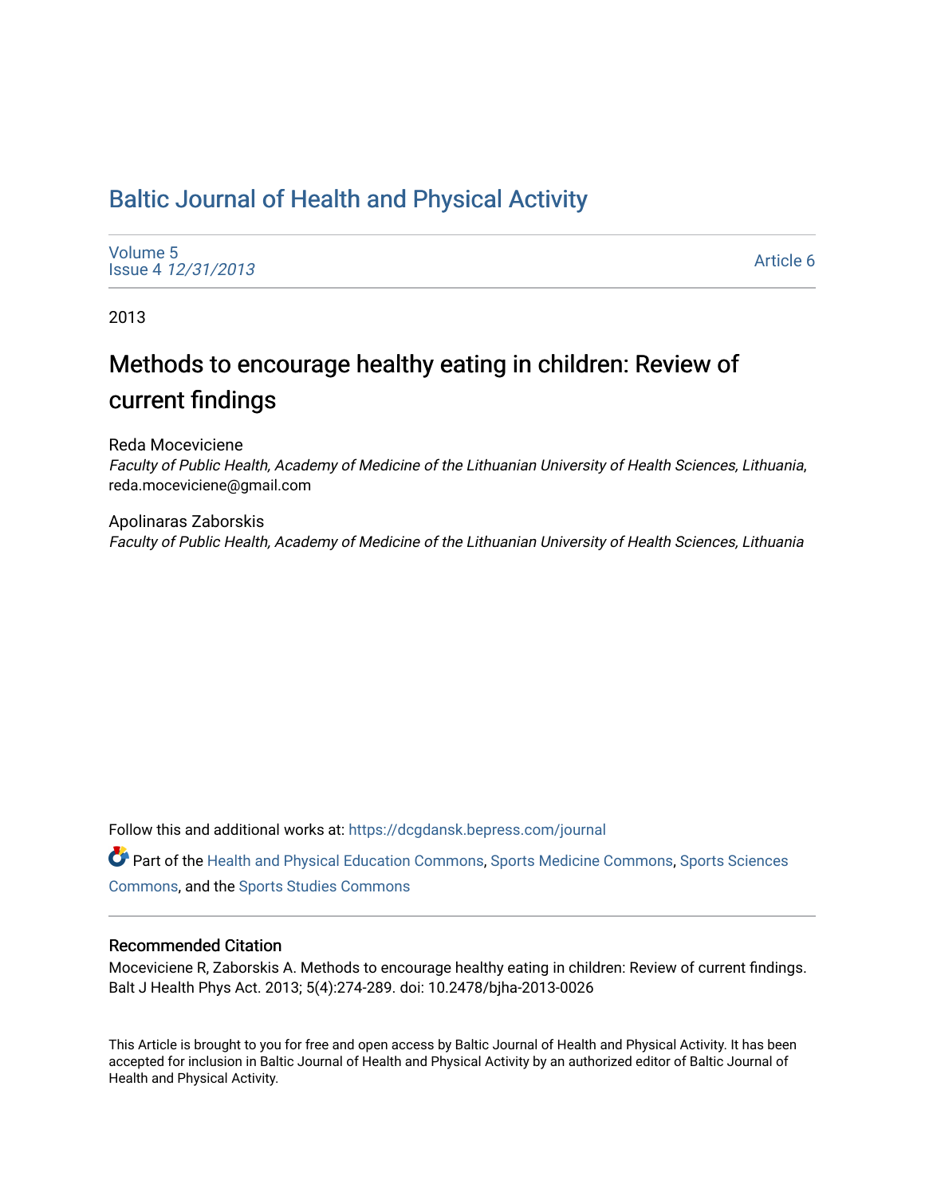# Baltic Journal of Health and Physical Activity

Volume 5
Issue 4 *12/31/2013*

Article 6

2013

## Methods to encourage healthy eating in children: Review of current findings

Reda Moceviciene
*Faculty of Public Health, Academy of Medicine of the Lithuanian University of Health Sciences, Lithuania*, reda.moceviciene@gmail.com

Apolinaras Zaborskis
*Faculty of Public Health, Academy of Medicine of the Lithuanian University of Health Sciences, Lithuania*

Follow this and additional works at: https://dcgdansk.bepress.com/journal

Part of the Health and Physical Education Commons, Sports Medicine Commons, Sports Sciences Commons, and the Sports Studies Commons

### Recommended Citation

Moceviciene R, Zaborskis A. Methods to encourage healthy eating in children: Review of current findings. Balt J Health Phys Act. 2013; 5(4):274-289. doi: 10.2478/bjha-2013-0026

This Article is brought to you for free and open access by Baltic Journal of Health and Physical Activity. It has been accepted for inclusion in Baltic Journal of Health and Physical Activity by an authorized editor of Baltic Journal of Health and Physical Activity.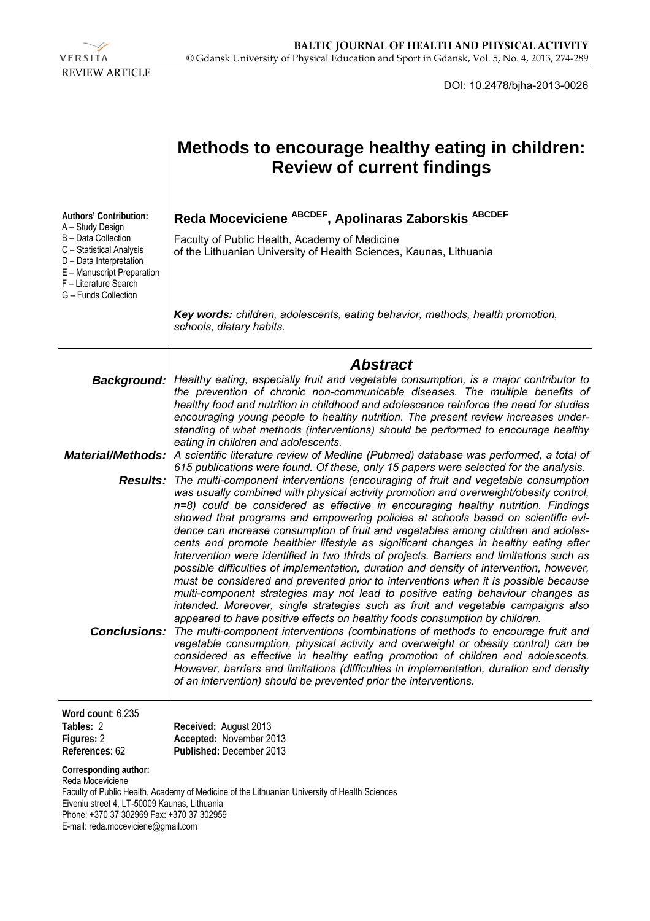REVIEW ARTICLE

DOI: 10.2478/bjha-2013-0026

# Methods to encourage healthy eating in children: Review of current findings

**Authors' Contribution:**
A – Study Design
B – Data Collection
C – Statistical Analysis
D – Data Interpretation
E – Manuscript Preparation
F – Literature Search
G – Funds Collection

**Reda Moceviciene [ABCDEF], Apolinaras Zaborskis [ABCDEF]**

Faculty of Public Health, Academy of Medicine of the Lithuanian University of Health Sciences, Kaunas, Lithuania

***Key words:*** *children, adolescents, eating behavior, methods, health promotion, schools, dietary habits.*

## *Abstract*

***Background:*** *Healthy eating, especially fruit and vegetable consumption, is a major contributor to the prevention of chronic non-communicable diseases. The multiple benefits of healthy food and nutrition in childhood and adolescence reinforce the need for studies encouraging young people to healthy nutrition. The present review increases understanding of what methods (interventions) should be performed to encourage healthy eating in children and adolescents.*

***Material/Methods:*** *A scientific literature review of Medline (Pubmed) database was performed, a total of 615 publications were found. Of these, only 15 papers were selected for the analysis.*

***Results:*** *The multi-component interventions (encouraging of fruit and vegetable consumption was usually combined with physical activity promotion and overweight/obesity control, n=8) could be considered as effective in encouraging healthy nutrition. Findings showed that programs and empowering policies at schools based on scientific evidence can increase consumption of fruit and vegetables among children and adolescents and promote healthier lifestyle as significant changes in healthy eating after intervention were identified in two thirds of projects. Barriers and limitations such as possible difficulties of implementation, duration and density of intervention, however, must be considered and prevented prior to interventions when it is possible because multi-component strategies may not lead to positive eating behaviour changes as intended. Moreover, single strategies such as fruit and vegetable campaigns also appeared to have positive effects on healthy foods consumption by children.*

***Conclusions:*** *The multi-component interventions (combinations of methods to encourage fruit and vegetable consumption, physical activity and overweight or obesity control) can be considered as effective in healthy eating promotion of children and adolescents. However, barriers and limitations (difficulties in implementation, duration and density of an intervention) should be prevented prior the interventions.*

**Word count**: 6,235
**Tables:** 2
**Figures:** 2
**References**: 62

**Received:** August 2013
**Accepted:** November 2013
**Published:** December 2013

**Corresponding author:**
Reda Moceviciene
Faculty of Public Health, Academy of Medicine of the Lithuanian University of Health Sciences
Eiveniu street 4, LT-50009 Kaunas, Lithuania
Phone: +370 37 302969 Fax: +370 37 302959
E-mail: reda.moceviciene@gmail.com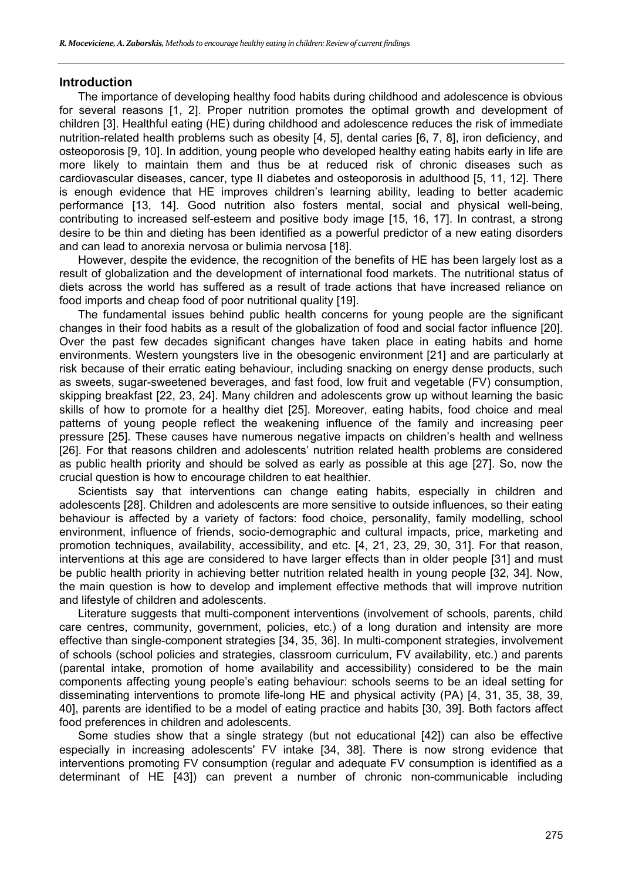## Introduction

The importance of developing healthy food habits during childhood and adolescence is obvious for several reasons [1, 2]. Proper nutrition promotes the optimal growth and development of children [3]. Healthful eating (HE) during childhood and adolescence reduces the risk of immediate nutrition-related health problems such as obesity [4, 5], dental caries [6, 7, 8], iron deficiency, and osteoporosis [9, 10]. In addition, young people who developed healthy eating habits early in life are more likely to maintain them and thus be at reduced risk of chronic diseases such as cardiovascular diseases, cancer, type II diabetes and osteoporosis in adulthood [5, 11, 12]. There is enough evidence that HE improves children's learning ability, leading to better academic performance [13, 14]. Good nutrition also fosters mental, social and physical well-being, contributing to increased self-esteem and positive body image [15, 16, 17]. In contrast, a strong desire to be thin and dieting has been identified as a powerful predictor of a new eating disorders and can lead to anorexia nervosa or bulimia nervosa [18].

However, despite the evidence, the recognition of the benefits of HE has been largely lost as a result of globalization and the development of international food markets. The nutritional status of diets across the world has suffered as a result of trade actions that have increased reliance on food imports and cheap food of poor nutritional quality [19].

The fundamental issues behind public health concerns for young people are the significant changes in their food habits as a result of the globalization of food and social factor influence [20]. Over the past few decades significant changes have taken place in eating habits and home environments. Western youngsters live in the obesogenic environment [21] and are particularly at risk because of their erratic eating behaviour, including snacking on energy dense products, such as sweets, sugar-sweetened beverages, and fast food, low fruit and vegetable (FV) consumption, skipping breakfast [22, 23, 24]. Many children and adolescents grow up without learning the basic skills of how to promote for a healthy diet [25]. Moreover, eating habits, food choice and meal patterns of young people reflect the weakening influence of the family and increasing peer pressure [25]. These causes have numerous negative impacts on children's health and wellness [26]. For that reasons children and adolescents' nutrition related health problems are considered as public health priority and should be solved as early as possible at this age [27]. So, now the crucial question is how to encourage children to eat healthier.

Scientists say that interventions can change eating habits, especially in children and adolescents [28]. Children and adolescents are more sensitive to outside influences, so their eating behaviour is affected by a variety of factors: food choice, personality, family modelling, school environment, influence of friends, socio-demographic and cultural impacts, price, marketing and promotion techniques, availability, accessibility, and etc. [4, 21, 23, 29, 30, 31]. For that reason, interventions at this age are considered to have larger effects than in older people [31] and must be public health priority in achieving better nutrition related health in young people [32, 34]. Now, the main question is how to develop and implement effective methods that will improve nutrition and lifestyle of children and adolescents.

Literature suggests that multi-component interventions (involvement of schools, parents, child care centres, community, government, policies, etc.) of a long duration and intensity are more effective than single-component strategies [34, 35, 36]. In multi-component strategies, involvement of schools (school policies and strategies, classroom curriculum, FV availability, etc.) and parents (parental intake, promotion of home availability and accessibility) considered to be the main components affecting young people's eating behaviour: schools seems to be an ideal setting for disseminating interventions to promote life-long HE and physical activity (PA) [4, 31, 35, 38, 39, 40], parents are identified to be a model of eating practice and habits [30, 39]. Both factors affect food preferences in children and adolescents.

Some studies show that a single strategy (but not educational [42]) can also be effective especially in increasing adolescents' FV intake [34, 38]. There is now strong evidence that interventions promoting FV consumption (regular and adequate FV consumption is identified as a determinant of HE [43]) can prevent a number of chronic non-communicable including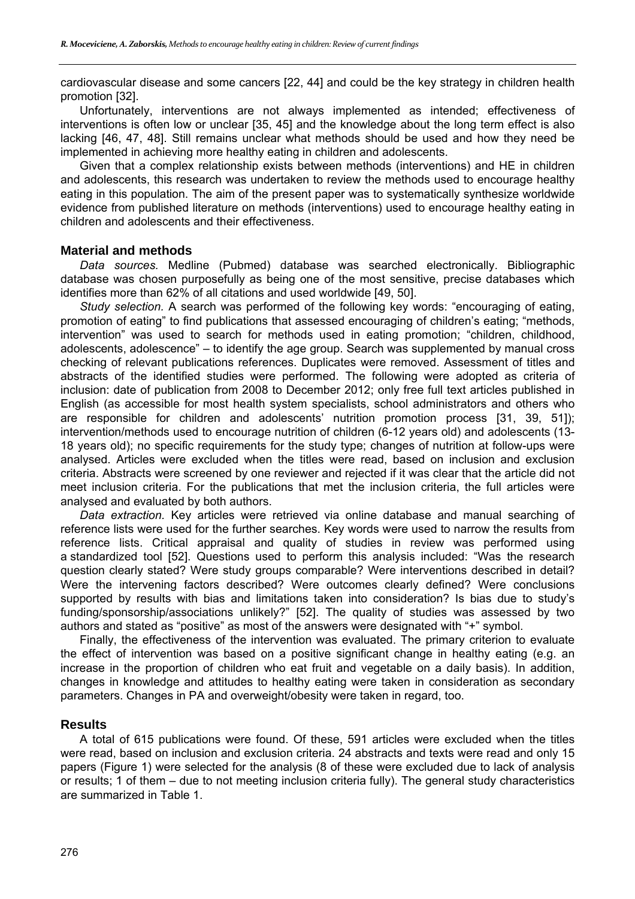cardiovascular disease and some cancers [22, 44] and could be the key strategy in children health promotion [32].

Unfortunately, interventions are not always implemented as intended; effectiveness of interventions is often low or unclear [35, 45] and the knowledge about the long term effect is also lacking [46, 47, 48]. Still remains unclear what methods should be used and how they need be implemented in achieving more healthy eating in children and adolescents.

Given that a complex relationship exists between methods (interventions) and HE in children and adolescents, this research was undertaken to review the methods used to encourage healthy eating in this population. The aim of the present paper was to systematically synthesize worldwide evidence from published literature on methods (interventions) used to encourage healthy eating in children and adolescents and their effectiveness.

## Material and methods

*Data sources.* Medline (Pubmed) database was searched electronically. Bibliographic database was chosen purposefully as being one of the most sensitive, precise databases which identifies more than 62% of all citations and used worldwide [49, 50].

*Study selection.* A search was performed of the following key words: "encouraging of eating, promotion of eating" to find publications that assessed encouraging of children's eating; "methods, intervention" was used to search for methods used in eating promotion; "children, childhood, adolescents, adolescence" – to identify the age group. Search was supplemented by manual cross checking of relevant publications references. Duplicates were removed. Assessment of titles and abstracts of the identified studies were performed. The following were adopted as criteria of inclusion: date of publication from 2008 to December 2012; only free full text articles published in English (as accessible for most health system specialists, school administrators and others who are responsible for children and adolescents' nutrition promotion process [31, 39, 51]); intervention/methods used to encourage nutrition of children (6-12 years old) and adolescents (13-18 years old); no specific requirements for the study type; changes of nutrition at follow-ups were analysed. Articles were excluded when the titles were read, based on inclusion and exclusion criteria. Abstracts were screened by one reviewer and rejected if it was clear that the article did not meet inclusion criteria. For the publications that met the inclusion criteria, the full articles were analysed and evaluated by both authors.

*Data extraction.* Key articles were retrieved via online database and manual searching of reference lists were used for the further searches. Key words were used to narrow the results from reference lists. Critical appraisal and quality of studies in review was performed using a standardized tool [52]. Questions used to perform this analysis included: "Was the research question clearly stated? Were study groups comparable? Were interventions described in detail? Were the intervening factors described? Were outcomes clearly defined? Were conclusions supported by results with bias and limitations taken into consideration? Is bias due to study's funding/sponsorship/associations unlikely?" [52]. The quality of studies was assessed by two authors and stated as "positive" as most of the answers were designated with "+" symbol.

Finally, the effectiveness of the intervention was evaluated. The primary criterion to evaluate the effect of intervention was based on a positive significant change in healthy eating (e.g. an increase in the proportion of children who eat fruit and vegetable on a daily basis). In addition, changes in knowledge and attitudes to healthy eating were taken in consideration as secondary parameters. Changes in PA and overweight/obesity were taken in regard, too.

## Results

A total of 615 publications were found. Of these, 591 articles were excluded when the titles were read, based on inclusion and exclusion criteria. 24 abstracts and texts were read and only 15 papers (Figure 1) were selected for the analysis (8 of these were excluded due to lack of analysis or results; 1 of them – due to not meeting inclusion criteria fully). The general study characteristics are summarized in Table 1.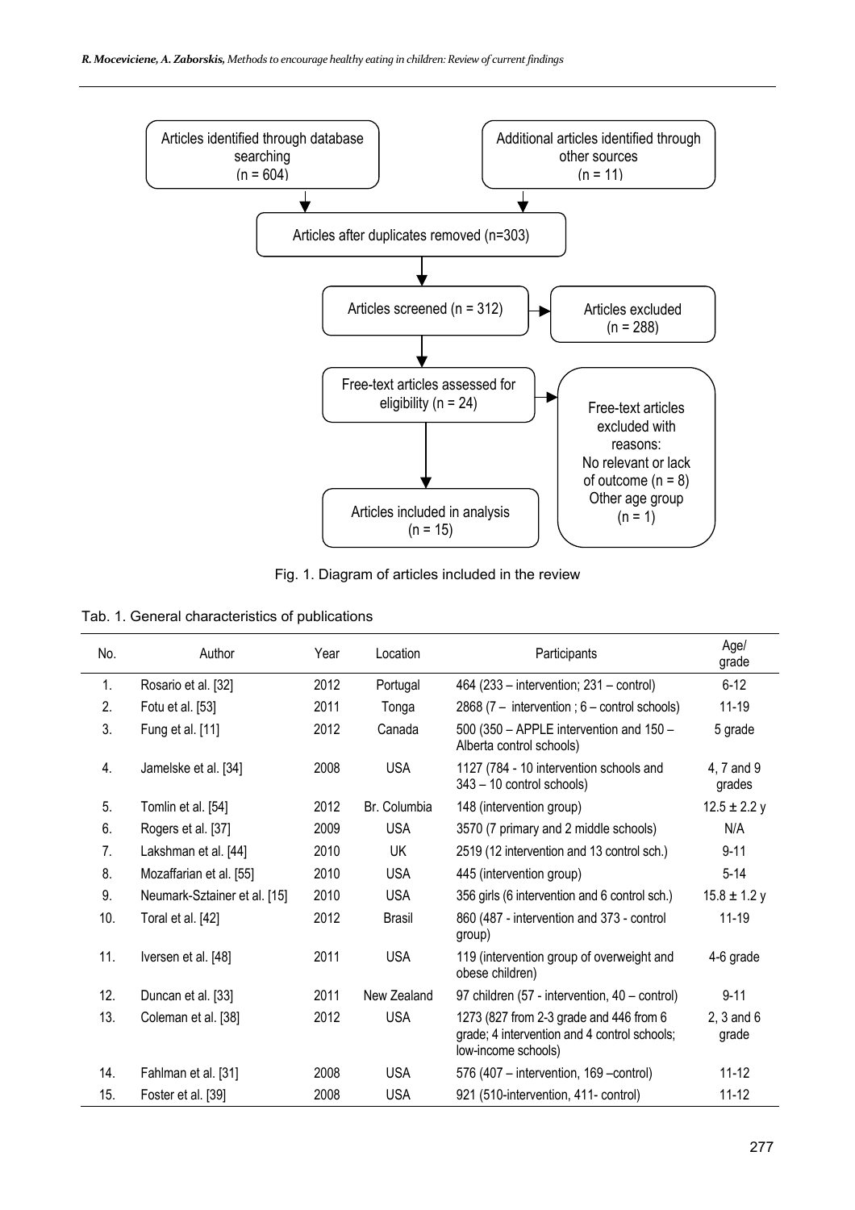Articles identified through database searching (n = 604)

Additional articles identified through other sources (n = 11)

Articles after duplicates removed (n=303)

Articles screened (n = 312)

Articles excluded (n = 288)

Free-text articles assessed for eligibility (n = 24)

Free-text articles excluded with reasons: No relevant or lack of outcome (n = 8) Other age group (n = 1)

Articles included in analysis (n = 15)

Fig. 1. Diagram of articles included in the review

Tab. 1. General characteristics of publications

| No. | Author | Year | Location | Participants | Age/ grade |
|---|---|---|---|---|---|
| 1. | Rosario et al. [32] | 2012 | Portugal | 464 (233 – intervention; 231 – control) | 6-12 |
| 2. | Fotu et al. [53] | 2011 | Tonga | 2868 (7 – intervention ; 6 – control schools) | 11-19 |
| 3. | Fung et al. [11] | 2012 | Canada | 500 (350 – APPLE intervention and 150 – Alberta control schools) | 5 grade |
| 4. | Jamelske et al. [34] | 2008 | USA | 1127 (784 - 10 intervention schools and 343 – 10 control schools) | 4, 7 and 9 grades |
| 5. | Tomlin et al. [54] | 2012 | Br. Columbia | 148 (intervention group) | 12.5 ± 2.2 y |
| 6. | Rogers et al. [37] | 2009 | USA | 3570 (7 primary and 2 middle schools) | N/A |
| 7. | Lakshman et al. [44] | 2010 | UK | 2519 (12 intervention and 13 control sch.) | 9-11 |
| 8. | Mozaffarian et al. [55] | 2010 | USA | 445 (intervention group) | 5-14 |
| 9. | Neumark-Sztainer et al. [15] | 2010 | USA | 356 girls (6 intervention and 6 control sch.) | 15.8 ± 1.2 y |
| 10. | Toral et al. [42] | 2012 | Brasil | 860 (487 - intervention and 373 - control group) | 11-19 |
| 11. | Iversen et al. [48] | 2011 | USA | 119 (intervention group of overweight and obese children) | 4-6 grade |
| 12. | Duncan et al. [33] | 2011 | New Zealand | 97 children (57 - intervention, 40 – control) | 9-11 |
| 13. | Coleman et al. [38] | 2012 | USA | 1273 (827 from 2-3 grade and 446 from 6 grade; 4 intervention and 4 control schools; low-income schools) | 2, 3 and 6 grade |
| 14. | Fahlman et al. [31] | 2008 | USA | 576 (407 – intervention, 169 –control) | 11-12 |
| 15. | Foster et al. [39] | 2008 | USA | 921 (510-intervention, 411- control) | 11-12 |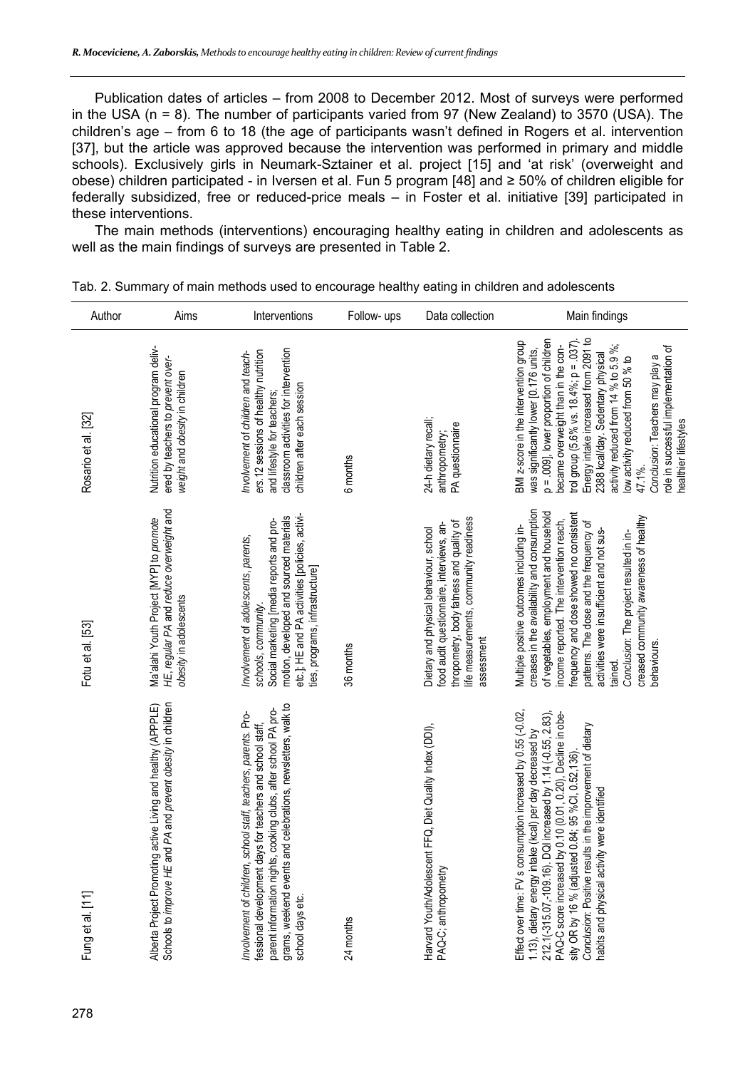Publication dates of articles – from 2008 to December 2012. Most of surveys were performed in the USA (n = 8). The number of participants varied from 97 (New Zealand) to 3570 (USA). The children's age – from 6 to 18 (the age of participants wasn't defined in Rogers et al. intervention [37], but the article was approved because the intervention was performed in primary and middle schools). Exclusively girls in Neumark-Sztainer et al. project [15] and 'at risk' (overweight and obese) children participated - in Iversen et al. Fun 5 program [48] and ≥ 50% of children eligible for federally subsidized, free or reduced-price meals – in Foster et al. initiative [39] participated in these interventions.

The main methods (interventions) encouraging healthy eating in children and adolescents as well as the main findings of surveys are presented in Table 2.

Tab. 2. Summary of main methods used to encourage healthy eating in children and adolescents

| Author | Aims | Interventions | Follow- ups | Data collection | Main findings |
|---|---|---|---|---|---|
| Rosario et al. [32] | Nutrition educational program delivered by teachers to *prevent overweight and obesity* in children | *Involvement of children and teachers*: 12 sessions of healthy nutrition and lifestyle for teachers; classroom activities for intervention children after each session | 6 months | 24-h dietary recall; anthropometry; PA questionnaire | BMI z-score in the intervention group was significantly lower [0.176 units, p = .009], lower proportion of children became overweight than in the control group (5.6% vs. 18.4%; p = .037). Energy intake increased from 2091 to 2388 kcal/day. Sedentary physical activity reduced from 14 % to 5.9 %; low activity reduced from 50 % to 47.1%. *Conclusion*: Teachers may play a role in successful implementation of healthier lifestyles |
| Fotu et al. [53] | Ma'alahi Youth Project [MYP] to *promote HE, regular PA* and *reduce overweight and obesity* in adolescents | *Involvement of adolescents, parents, schools, community*. Social marketing [media reports and promotion, developed and sourced materials etc.]; HE and PA activities [policies, activities, programs, infrastructure] | 36 months | Dietary and physical behaviour, school food audit questionnaire, interviews, anthropometry, body fatness and quality of life measurements, community readiness assessment | Multiple positive outcomes including increases in the availability and consumption of vegetables, employment and household income reported. The intervention reach, frequency and dose showed no consistent patterns. The dose and the frequency of activities were insufficient and not sustained. *Conclusion*: The project resulted in increased community awareness of healthy behaviours. |
| Fung et al. [11] | Alberta Project Promoting active Living and healthy (APPPLE) Schools to *improve HE* and *PA* and *prevent obesity* in children | *Involvement of children, school staff, teachers, parents*. Professional development days for teachers and school staff, parent information nights, cooking clubs, after school PA programs, weekend events and celebrations, newsletters, walk to school days etc. | 24 months | Harvard Youth/Adolescent FFQ, Diet Quality Index (DDI), PAQ-C; anthropometry | Effect over time: FV s consumption increased by 0.55 (-0.02, 1.13), dietary energy intake (kcal) per day decreased by 212.1(-315.07,-109.16). DQI increased by 1.14 (-0.55, 2.83), PAQ-C score increased by 0.10 (0.01, 0.20). Decline in obesity OR by 16 % (adjusted 0.84; 95 %CI, 0.52,136). *Conclusion*: Positive results in the improvement of dietary habits and physical activity were identified |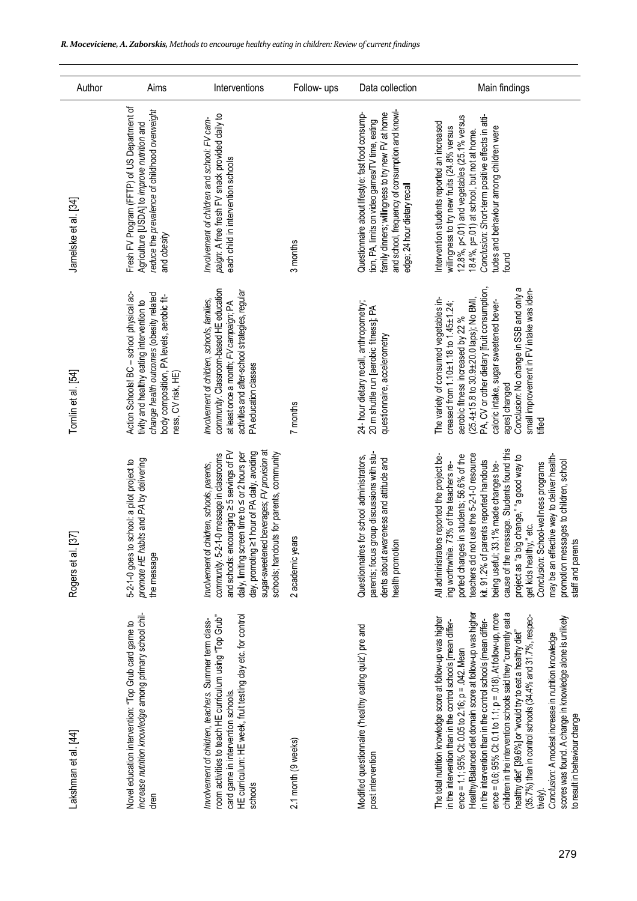| Author | Aims | Interventions | Follow- ups | Data collection | Main findings |
|---|---|---|---|---|---|
| Jamelske et al. [34] | Fresh FV Program (FFTP) of US Department of Agriculture [USDA] to *improve nutrition* and *reduce the prevalence of childhood overweight and obesity* | *Involvement of children and school: FV campaign*: A free fresh FV snack provided daily to each child in intervention schools | 3 months | Questionnaire about lifestyle: fast food consumption, PA, limits on video games/TV time, eating family dinners; willingness to try new FV at home and school, frequency of consumption and knowledge; 24 hour dietary recall | Intervention students reported an increased willingness to try new fruits (24.8% versus 12.8%, p<.01) and vegetables (25.1% versus 18.4%, p=.01) at school, but not at home. *Conclusion*: Short-term positive effects in attitudes and behaviour among children were found |
| Tomlin et al. [54] | Action Schools! BC – school physical activity and healthy eating intervention to *change health outcomes* (obesity related body composition, PA levels, aerobic fitness, CV risk, HE) | *Involvement of children, schools, families, community*. Classroom-based HE education at least once a month; *FV campaign*; PA activities and after-school strategies, regular PA education classes | 7 months | 24- hour dietary recall, anthropometry; 20 m shuttle run [aerobic fitness]; PA questionnaire, accelerometry | The variety of consumed vegetables increased from 1.10±1.18 to 1.45±1.24; aerobic fitness increased by 22 % (25.4±15.8 to 30.9±20.0 laps); No BMI, PA, CV or other dietary [fruit consumption, caloric intake, sugar sweetened beverages] changed *Conclusion*: No change in SSB and only a small improvement in FV intake was identified |
| Rogers et al. [37] | 5-2-1-0 goes to school: a pilot project to *promote HE habits* and *PA* by delivering the message | *Involvement of children, schools, parents, community*. 5-2-1-0 message in classrooms and schools: encouraging ≥ 5 servings of FV daily, limiting screen time to ≤ or 2 hours per day, promoting ≥1 hour of PA daily, avoiding sugar-sweetened beverages; *FV provision* at schools; handouts for parents, community | 2 academic years | Questionnaires for school administrators, parents; focus group discussions with students about awareness and attitude and health promotion | All administrators reported the project being worthwhile. 73% of the teachers reported changes in students; 56.6% of the teachers did not use the 5-2-1-0 resource kit. 91.2% of parents reported handouts being useful; 33.1% made changes because of the message. Students found this project as "a big change," "a good way to get kids healthy," etc. *Conclusion*: School-wellness programs may be an effective way to deliver health-promotion messages to children, school staff and parents |
| Lakshman et al. [44] | Novel education intervention: "Top Grub card game to *increase nutrition knowledge* among primary school children | *Involvement of children, teachers*. Summer term classroom activities to teach HE curriculum using "Top Grub" card game in intervention schools. HE curriculum: HE week, fruit testing day etc. for control schools | 2.1 month (9 weeks) | Modified questionnaire ('healthy eating quiz') pre and post intervention | The total nutrition knowledge score at follow-up was higher in the intervention than in the control schools [mean difference = 1.1; 95% CI: 0.05 to 2.16; p = .042. Mean Healthy/Balanced diet domain score at follow-up was higher in the intervention than in the control schools (mean difference = 0.6; 95% CI: 0.1 to 1.1; p = .018). At follow-up, more children in the intervention schools said they "currently eat a healthy diet" [39.6%] or "would try to eat a healthy diet" (35.7%) than in control schools (34.4% and 31.7%, respectively). *Conclusion*: A modest increase in nutrition knowledge scores was found. A change in knowledge alone is unlikely to result in behaviour change |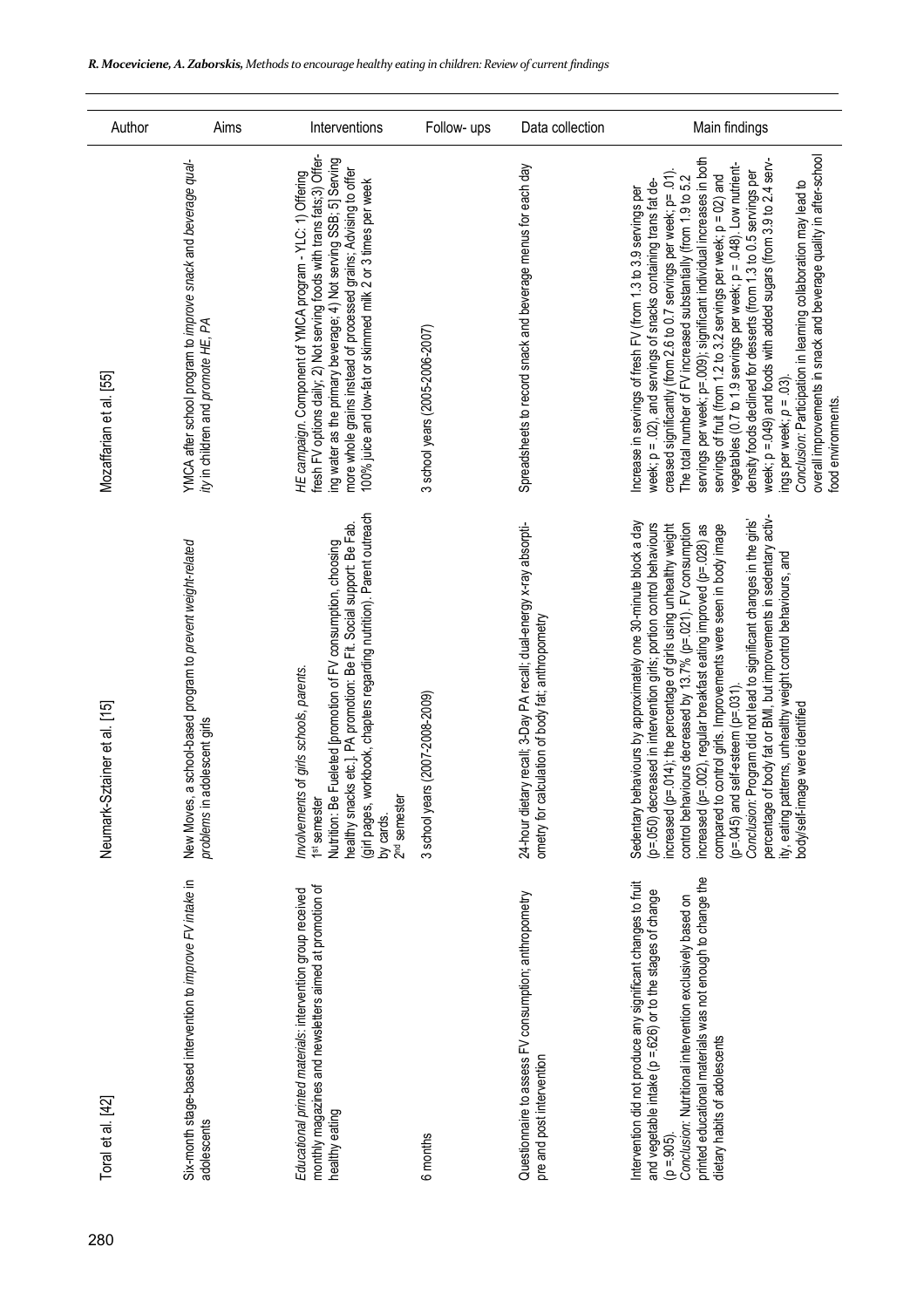| Author | Aims | Interventions | Follow- ups | Data collection | Main findings |
|---|---|---|---|---|---|
| Toral et al. [42] | Six-month stage-based intervention to *improve FV intake* in adolescents | *Educational printed materials*: intervention group received monthly magazines and newsletters aimed at promotion of healthy eating | 6 months | Questionnaire to assess FV consumption; anthropometry pre and post intervention | Intervention did not produce any significant changes to fruit and vegetable intake (p =.626) or to the stages of change (p =.905). *Conclusion*: Nutritional intervention exclusively based on printed educational materials was not enough to change the dietary habits of adolescents |
| Neumark-Sztainer et al. [15] | New Moves, a school-based program to *prevent weight-related problems* in adolescent girls | *Involvements of girls schools, parents.* 1st semester Nutrition: Be Fueleted [promotion of FV consumption, choosing healthy snacks etc.], PA promotion: Be Fit. Social support: Be Fab. (girl pages, workbook, chapters regarding nutrition). Parent outreach by cards. 2nd semester | 3 school years (2007-2008-2009) | 24-hour dietary recall; 3-Day PA recall; dual-energy x-ray absorptiometry for calculation of body fat; anthropometry | Sedentary behaviours by approximately one 30-minute block a day (p=.050) decreased in intervention girls; portion control behaviours increased (p=.014); the percentage of girls using unhealthy weight control behaviours decreased by 13.7% (p=.021). FV consumption increased (p=.002), regular breakfast eating improved (p=.028) as compared to control girls. Improvements were seen in body image (p=.045) and self-esteem (p=.031). *Conclusion*: Program did not lead to significant changes in the girls' percentage of body fat or BMI, but improvements in sedentary activity, eating patterns, unhealthy weight control behaviours, and body/self-image were identified |
| Mozaffarian et al. [55] | YMCA after school program to *improve snack and beverage quality in children and promote HE, PA* | *HE campaign*. Component of YMCA program - YLC: 1) Offering fresh FV options daily; 2) Not serving foods with trans fats;3) Offering water as the primary beverage; 4) Not serving SSB; 5] Serving more whole grains instead of processed grains; Advising to offer 100% juice and low-fat or skimmed milk 2 or 3 times per week | 3 school years (2005-2006-2007) | Spreadsheets to record snack and beverage menus for each day | Increase in servings of fresh FV (from 1.3 to 3.9 servings per week; p = .02), and servings of snacks containing trans fat decreased significantly (from 2.6 to 0.7 servings per week; p= .01). The total number of FV increased substantially (from 1.9 to 5.2 servings per week; p=.009); significant individual increases in both servings of fruit (from 1.2 to 3.2 servings per week; p = .02) and vegetables (0.7 to 1.9 servings per week; p = .048). Low nutrient-density foods declined for desserts (from 1.3 to 0.5 servings per week; p =.049) and foods with added sugars (from 3.9 to 2.4 servings per week; p = .03). *Conclusion*: Participation in learning collaboration may lead to overall improvements in snack and beverage quality in after-school food environments. |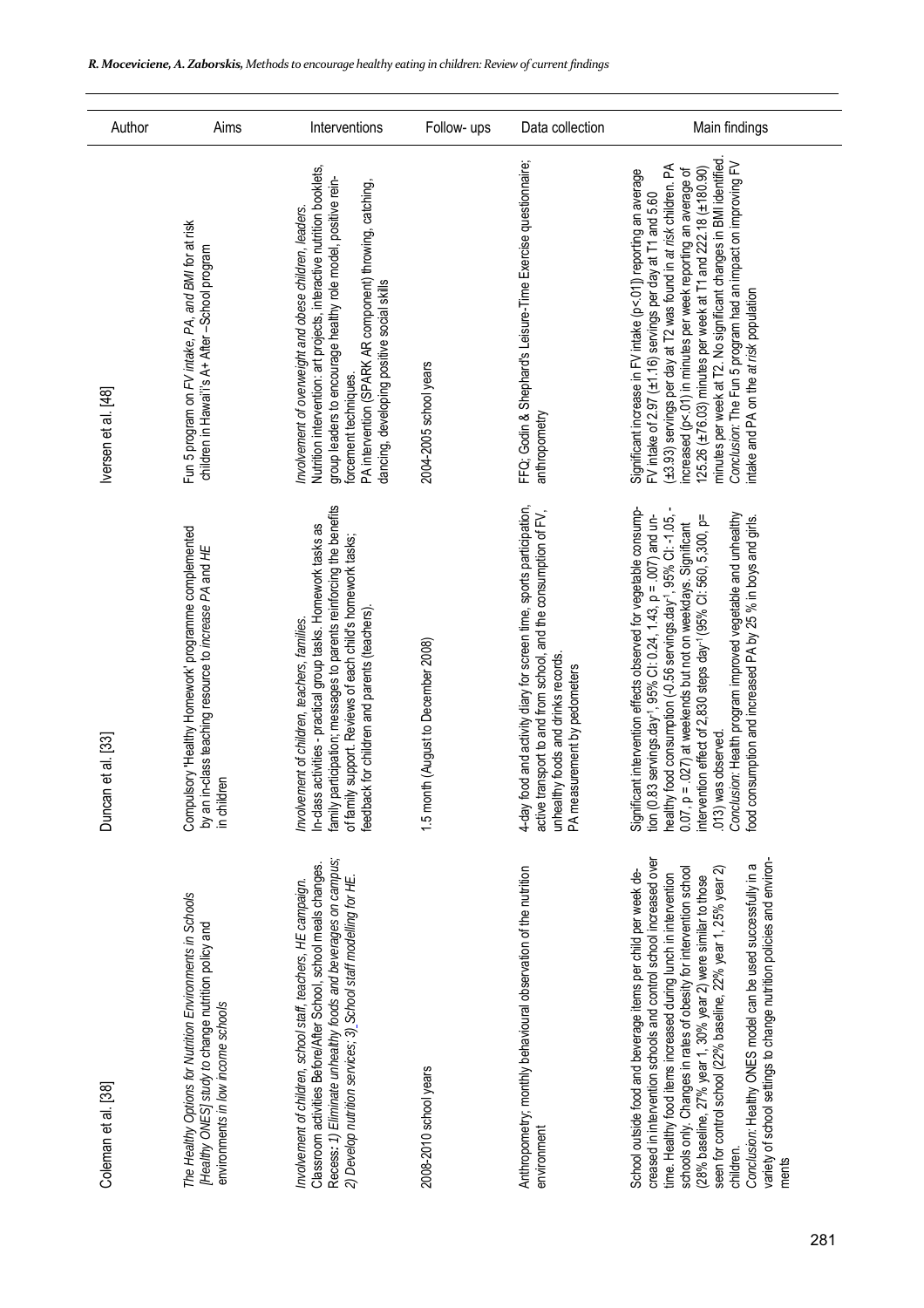| Author | Aims | Interventions | Follow- ups | Data collection | Main findings |
|---|---|---|---|---|---|
| Coleman et al. [38] | *The Healthy Options for Nutrition Environments in Schools [Healthy ONES] study* to change nutrition policy and environments *in low income schools* | *Involvement of children, school staff, teachers, HE campaign.* Classroom activities Before/After School, school meals changes. Recess: *1) Eliminate unhealthy foods and beverages on campus; 2) Develop nutrition services; 3) School staff modelling for HE.* | 2008-2010 school years | Anthropometry; monthly behavioural observation of the nutrition environment | School outside food and beverage items per child per week decreased in intervention schools and control school increased over time. Healthy food items increased during lunch in intervention schools only. Changes in rates of obesity for intervention school (28% baseline, 27% year 1, 30% year 2) were similar to those seen for control school (22% baseline, 22% year 1, 25% year 2) children. *Conclusion*: Healthy ONES model can be used successfully in a variety of school settings to change nutrition policies and environments |
| Duncan et al. [33] | Compulsory 'Healthy Homework' programme complemented by an in-class teaching resource to *increase PA and HE* in children | *Involvement of children, teachers, families.* In-class activities - practical group tasks. Homework tasks as family participation; messages to parents reinforcing the benefits of family support. Reviews of each child's homework tasks; feedback for children and parents (teachers). | 1.5 month (August to December 2008) | 4-day food and activity diary for screen time, sports participation, active transport to and from school, and the consumption of FV, unhealthy foods and drinks records. PA measurement by pedometers | Significant intervention effects observed for vegetable consumption (0.83 servings.day$^{-1}$, 95% CI: 0.24, 1.43, p = .007) and unhealthy food consumption (-0.56 servings.day$^{-1}$, 95% CI: -1.05, -0.07, p = .027) at weekends but not on weekdays. Significant intervention effect of 2,830 steps day$^{-1}$ (95% CI: 560, 5,300, p= .013) was observed. *Conclusion*: Health program improved vegetable and unhealthy food consumption and increased PA by 25 % in boys and girls. |
| Iversen et al. [48] | Fun 5 program on *FV intake, PA, and BMI* for at risk children in Hawaii's A+ After –School program | *Involvement of overweight and obese children, leaders.* Nutrition intervention: art projects, interactive nutrition booklets, group leaders to encourage healthy role model, positive reinforcement techniques. PA intervention (SPARK AR component) throwing, catching, dancing, developing positive social skills | 2004-2005 school years | FFQ; Godin & Shephard's Leisure-Time Exercise questionnaire; anthropometry | Significant increase in FV intake (p<.01]) reporting an average FV intake of 2.97 (±1.16) servings per day at T1 and 5.60 (±3.93) servings per day at T2 was found in *at risk* children. PA increased (p<.01) in minutes per week reporting an average of 125.26 (±76.03) minutes per week at T1 and 222.18 (±180.90) minutes per week at T2. No significant changes in BMI identified. *Conclusion*: The Fun 5 program had an impact on improving FV intake and PA on the *at risk* population |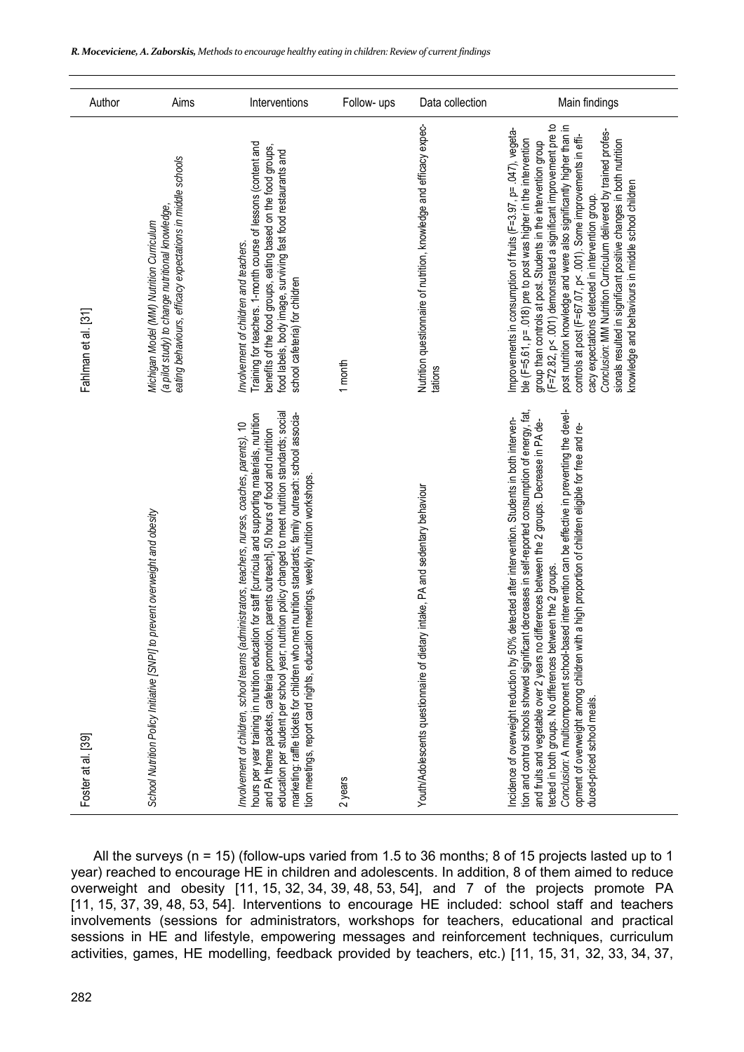| Author | Aims | Interventions | Follow- ups | Data collection | Main findings |
|---|---|---|---|---|---|
| Fahlman et al. [31] | *Michigan Model (MM) Nutrition Curriculum (a pilot study) to change nutritional knowledge, eating behaviours, efficacy expectations in middle schools* | *Involvement of children and teachers.* Training for teachers. 1-month course of lessons (content and benefits of the food groups, eating based on the food groups, food labels, body image, surviving fast food restaurants and school cafeteria) for children | 1 month | Nutrition questionnaire of nutrition, knowledge and efficacy expectations | Improvements in consumption of fruits (F=3.97, p= .047), vegetable (F=5.61, p= .018) pre to post was higher in the intervention group than controls at post. Students in the intervention group (F=72.82, p< .001) demonstrated a significant improvement pre to post nutrition knowledge and were also significantly higher than in controls at post (F=67.07, p< .001). Some improvements in efficacy expectations detected in intervention group. *Conclusion:* MM Nutrition Curriculum delivered by trained professionals resulted in significant positive changes in both nutrition knowledge and behaviours in middle school children |
| Foster at al. [39] | *School Nutrition Policy Initiative [SNPI] to prevent overweight and obesity* | *Involvement of children, school teams (administrators, teachers, nurses, coaches, parents).* 10 hours per year training in nutrition education for staff [curricula and supporting materials, nutrition and PA theme packets, cafeteria promotion, parents outreach], 50 hours of food and nutrition education per student per school year; nutrition policy changed to meet nutrition standards; social marketing: raffle tickets for children who met nutrition standards; family outreach: school association meetings, report card nights, education meetings, weekly nutrition workshops. | 2 years | Youth/Adolescents questionnaire of dietary intake, PA and sedentary behaviour | Incidence of overweight reduction by 50% detected after intervention. Students in both intervention and control schools showed significant decreases in self-reported consumption of energy, fat, and fruits and vegetable over 2 years no differences between the 2 groups. Decrease in PA detected in both groups. No differences between the 2 groups. *Conclusion:* A multicomponent school-based intervention can be effective in preventing the development of overweight among children with a high proportion of children eligible for free and reduced-priced school meals. |

All the surveys (n = 15) (follow-ups varied from 1.5 to 36 months; 8 of 15 projects lasted up to 1 year) reached to encourage HE in children and adolescents. In addition, 8 of them aimed to reduce overweight and obesity [11, 15, 32, 34, 39, 48, 53, 54], and 7 of the projects promote PA [11, 15, 37, 39, 48, 53, 54]. Interventions to encourage HE included: school staff and teachers involvements (sessions for administrators, workshops for teachers, educational and practical sessions in HE and lifestyle, empowering messages and reinforcement techniques, curriculum activities, games, HE modelling, feedback provided by teachers, etc.) [11, 15, 31, 32, 33, 34, 37,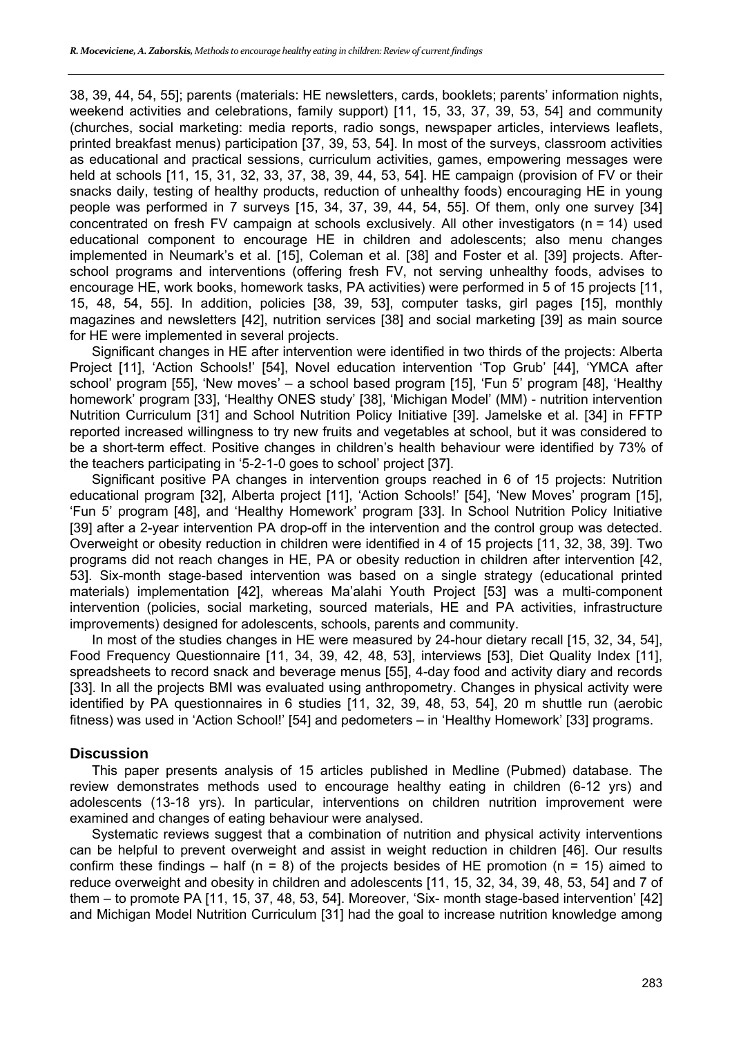38, 39, 44, 54, 55]; parents (materials: HE newsletters, cards, booklets; parents' information nights, weekend activities and celebrations, family support) [11, 15, 33, 37, 39, 53, 54] and community (churches, social marketing: media reports, radio songs, newspaper articles, interviews leaflets, printed breakfast menus) participation [37, 39, 53, 54]. In most of the surveys, classroom activities as educational and practical sessions, curriculum activities, games, empowering messages were held at schools [11, 15, 31, 32, 33, 37, 38, 39, 44, 53, 54]. HE campaign (provision of FV or their snacks daily, testing of healthy products, reduction of unhealthy foods) encouraging HE in young people was performed in 7 surveys [15, 34, 37, 39, 44, 54, 55]. Of them, only one survey [34] concentrated on fresh FV campaign at schools exclusively. All other investigators (n = 14) used educational component to encourage HE in children and adolescents; also menu changes implemented in Neumark's et al. [15], Coleman et al. [38] and Foster et al. [39] projects. After-school programs and interventions (offering fresh FV, not serving unhealthy foods, advises to encourage HE, work books, homework tasks, PA activities) were performed in 5 of 15 projects [11, 15, 48, 54, 55]. In addition, policies [38, 39, 53], computer tasks, girl pages [15], monthly magazines and newsletters [42], nutrition services [38] and social marketing [39] as main source for HE were implemented in several projects.

Significant changes in HE after intervention were identified in two thirds of the projects: Alberta Project [11], 'Action Schools!' [54], Novel education intervention 'Top Grub' [44], 'YMCA after school' program [55], 'New moves' – a school based program [15], 'Fun 5' program [48], 'Healthy homework' program [33], 'Healthy ONES study' [38], 'Michigan Model' (MM) - nutrition intervention Nutrition Curriculum [31] and School Nutrition Policy Initiative [39]. Jamelske et al. [34] in FFTP reported increased willingness to try new fruits and vegetables at school, but it was considered to be a short-term effect. Positive changes in children's health behaviour were identified by 73% of the teachers participating in '5-2-1-0 goes to school' project [37].

Significant positive PA changes in intervention groups reached in 6 of 15 projects: Nutrition educational program [32], Alberta project [11], 'Action Schools!' [54], 'New Moves' program [15], 'Fun 5' program [48], and 'Healthy Homework' program [33]. In School Nutrition Policy Initiative [39] after a 2-year intervention PA drop-off in the intervention and the control group was detected. Overweight or obesity reduction in children were identified in 4 of 15 projects [11, 32, 38, 39]. Two programs did not reach changes in HE, PA or obesity reduction in children after intervention [42, 53]. Six-month stage-based intervention was based on a single strategy (educational printed materials) implementation [42], whereas Ma'alahi Youth Project [53] was a multi-component intervention (policies, social marketing, sourced materials, HE and PA activities, infrastructure improvements) designed for adolescents, schools, parents and community.

In most of the studies changes in HE were measured by 24-hour dietary recall [15, 32, 34, 54], Food Frequency Questionnaire [11, 34, 39, 42, 48, 53], interviews [53], Diet Quality Index [11], spreadsheets to record snack and beverage menus [55], 4-day food and activity diary and records [33]. In all the projects BMI was evaluated using anthropometry. Changes in physical activity were identified by PA questionnaires in 6 studies [11, 32, 39, 48, 53, 54], 20 m shuttle run (aerobic fitness) was used in 'Action School!' [54] and pedometers – in 'Healthy Homework' [33] programs.

## Discussion

This paper presents analysis of 15 articles published in Medline (Pubmed) database. The review demonstrates methods used to encourage healthy eating in children (6-12 yrs) and adolescents (13-18 yrs). In particular, interventions on children nutrition improvement were examined and changes of eating behaviour were analysed.

Systematic reviews suggest that a combination of nutrition and physical activity interventions can be helpful to prevent overweight and assist in weight reduction in children [46]. Our results confirm these findings – half (n = 8) of the projects besides of HE promotion (n = 15) aimed to reduce overweight and obesity in children and adolescents [11, 15, 32, 34, 39, 48, 53, 54] and 7 of them – to promote PA [11, 15, 37, 48, 53, 54]. Moreover, 'Six- month stage-based intervention' [42] and Michigan Model Nutrition Curriculum [31] had the goal to increase nutrition knowledge among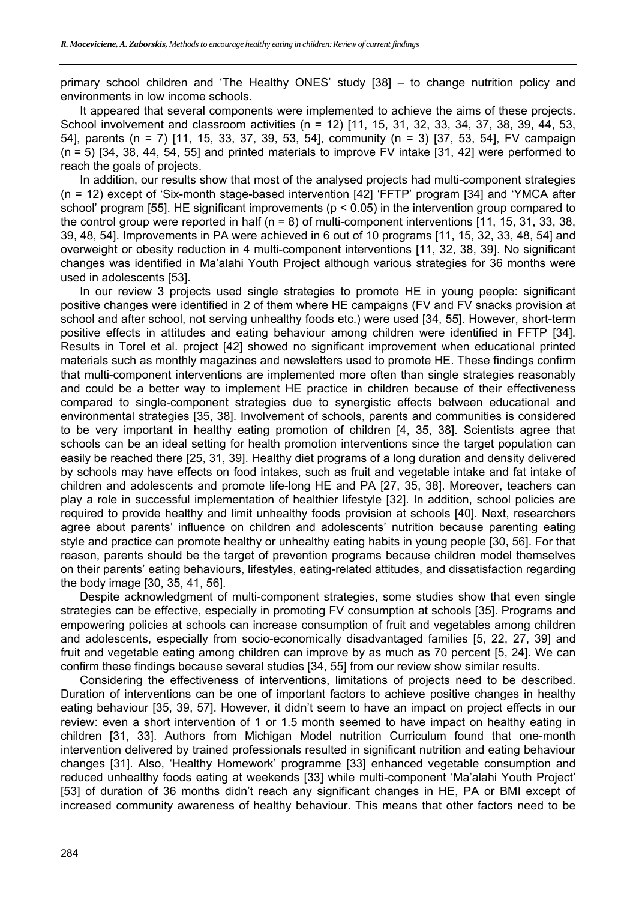primary school children and 'The Healthy ONES' study [38] – to change nutrition policy and environments in low income schools.

It appeared that several components were implemented to achieve the aims of these projects. School involvement and classroom activities (n = 12) [11, 15, 31, 32, 33, 34, 37, 38, 39, 44, 53, 54], parents (n = 7) [11, 15, 33, 37, 39, 53, 54], community (n = 3) [37, 53, 54], FV campaign (n = 5) [34, 38, 44, 54, 55] and printed materials to improve FV intake [31, 42] were performed to reach the goals of projects.

In addition, our results show that most of the analysed projects had multi-component strategies (n = 12) except of 'Six-month stage-based intervention [42] 'FFTP' program [34] and 'YMCA after school' program [55]. HE significant improvements ($p < 0.05$) in the intervention group compared to the control group were reported in half (n = 8) of multi-component interventions [11, 15, 31, 33, 38, 39, 48, 54]. Improvements in PA were achieved in 6 out of 10 programs [11, 15, 32, 33, 48, 54] and overweight or obesity reduction in 4 multi-component interventions [11, 32, 38, 39]. No significant changes was identified in Ma'alahi Youth Project although various strategies for 36 months were used in adolescents [53].

In our review 3 projects used single strategies to promote HE in young people: significant positive changes were identified in 2 of them where HE campaigns (FV and FV snacks provision at school and after school, not serving unhealthy foods etc.) were used [34, 55]. However, short-term positive effects in attitudes and eating behaviour among children were identified in FFTP [34]. Results in Torel et al. project [42] showed no significant improvement when educational printed materials such as monthly magazines and newsletters used to promote HE. These findings confirm that multi-component interventions are implemented more often than single strategies reasonably and could be a better way to implement HE practice in children because of their effectiveness compared to single-component strategies due to synergistic effects between educational and environmental strategies [35, 38]. Involvement of schools, parents and communities is considered to be very important in healthy eating promotion of children [4, 35, 38]. Scientists agree that schools can be an ideal setting for health promotion interventions since the target population can easily be reached there [25, 31, 39]. Healthy diet programs of a long duration and density delivered by schools may have effects on food intakes, such as fruit and vegetable intake and fat intake of children and adolescents and promote life-long HE and PA [27, 35, 38]. Moreover, teachers can play a role in successful implementation of healthier lifestyle [32]. In addition, school policies are required to provide healthy and limit unhealthy foods provision at schools [40]. Next, researchers agree about parents' influence on children and adolescents' nutrition because parenting eating style and practice can promote healthy or unhealthy eating habits in young people [30, 56]. For that reason, parents should be the target of prevention programs because children model themselves on their parents' eating behaviours, lifestyles, eating-related attitudes, and dissatisfaction regarding the body image [30, 35, 41, 56].

Despite acknowledgment of multi-component strategies, some studies show that even single strategies can be effective, especially in promoting FV consumption at schools [35]. Programs and empowering policies at schools can increase consumption of fruit and vegetables among children and adolescents, especially from socio-economically disadvantaged families [5, 22, 27, 39] and fruit and vegetable eating among children can improve by as much as 70 percent [5, 24]. We can confirm these findings because several studies [34, 55] from our review show similar results.

Considering the effectiveness of interventions, limitations of projects need to be described. Duration of interventions can be one of important factors to achieve positive changes in healthy eating behaviour [35, 39, 57]. However, it didn't seem to have an impact on project effects in our review: even a short intervention of 1 or 1.5 month seemed to have impact on healthy eating in children [31, 33]. Authors from Michigan Model nutrition Curriculum found that one-month intervention delivered by trained professionals resulted in significant nutrition and eating behaviour changes [31]. Also, 'Healthy Homework' programme [33] enhanced vegetable consumption and reduced unhealthy foods eating at weekends [33] while multi-component 'Ma'alahi Youth Project' [53] of duration of 36 months didn't reach any significant changes in HE, PA or BMI except of increased community awareness of healthy behaviour. This means that other factors need to be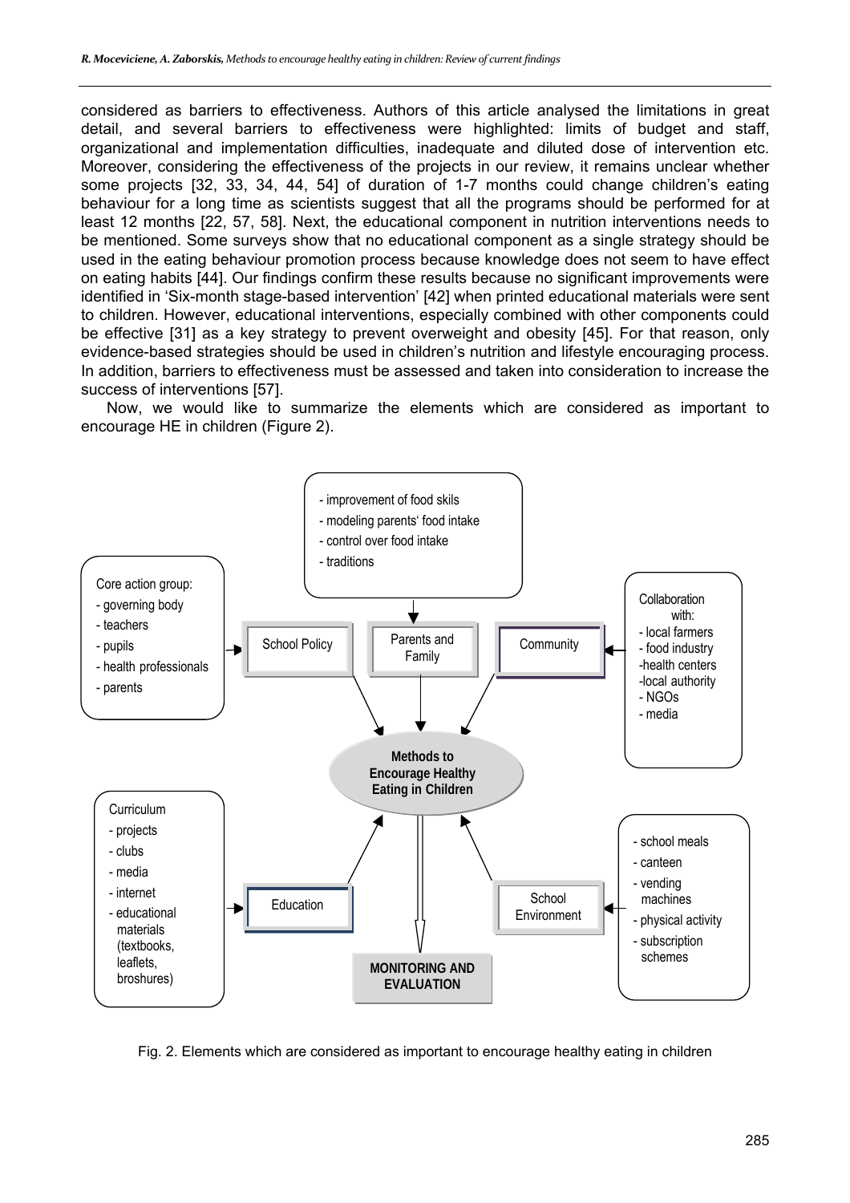considered as barriers to effectiveness. Authors of this article analysed the limitations in great detail, and several barriers to effectiveness were highlighted: limits of budget and staff, organizational and implementation difficulties, inadequate and diluted dose of intervention etc. Moreover, considering the effectiveness of the projects in our review, it remains unclear whether some projects [32, 33, 34, 44, 54] of duration of 1-7 months could change children's eating behaviour for a long time as scientists suggest that all the programs should be performed for at least 12 months [22, 57, 58]. Next, the educational component in nutrition interventions needs to be mentioned. Some surveys show that no educational component as a single strategy should be used in the eating behaviour promotion process because knowledge does not seem to have effect on eating habits [44]. Our findings confirm these results because no significant improvements were identified in 'Six-month stage-based intervention' [42] when printed educational materials were sent to children. However, educational interventions, especially combined with other components could be effective [31] as a key strategy to prevent overweight and obesity [45]. For that reason, only evidence-based strategies should be used in children's nutrition and lifestyle encouraging process. In addition, barriers to effectiveness must be assessed and taken into consideration to increase the success of interventions [57].

Now, we would like to summarize the elements which are considered as important to encourage HE in children (Figure 2).

**Methods to Encourage Healthy Eating in Children**

- **School Policy** ← Core action group:
  - governing body
  - teachers
  - pupils
  - health professionals
  - parents
- **Parents and Family** ←
  - improvement of food skils
  - modeling parents' food intake
  - control over food intake
  - traditions
- **Community** ← Collaboration with:
  - local farmers
  - food industry
  - health centers
  - local authority
  - NGOs
  - media
- **Education** ← Curriculum
  - projects
  - clubs
  - media
  - internet
  - educational materials (textbooks, leaflets, broshures)
- **School Environment** ←
  - school meals
  - canteen
  - vending machines
  - physical activity
  - subscription schemes

→ **MONITORING AND EVALUATION**

Fig. 2. Elements which are considered as important to encourage healthy eating in children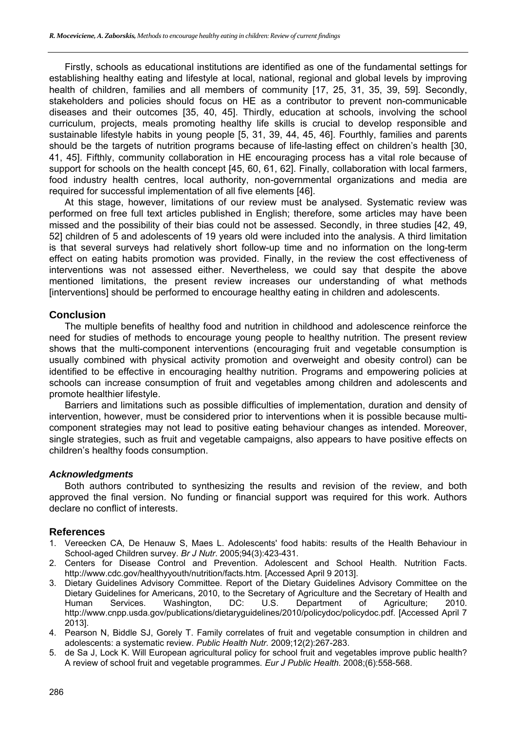Firstly, schools as educational institutions are identified as one of the fundamental settings for establishing healthy eating and lifestyle at local, national, regional and global levels by improving health of children, families and all members of community [17, 25, 31, 35, 39, 59]. Secondly, stakeholders and policies should focus on HE as a contributor to prevent non-communicable diseases and their outcomes [35, 40, 45]. Thirdly, education at schools, involving the school curriculum, projects, meals promoting healthy life skills is crucial to develop responsible and sustainable lifestyle habits in young people [5, 31, 39, 44, 45, 46]. Fourthly, families and parents should be the targets of nutrition programs because of life-lasting effect on children's health [30, 41, 45]. Fifthly, community collaboration in HE encouraging process has a vital role because of support for schools on the health concept [45, 60, 61, 62]. Finally, collaboration with local farmers, food industry health centres, local authority, non-governmental organizations and media are required for successful implementation of all five elements [46].

At this stage, however, limitations of our review must be analysed. Systematic review was performed on free full text articles published in English; therefore, some articles may have been missed and the possibility of their bias could not be assessed. Secondly, in three studies [42, 49, 52] children of 5 and adolescents of 19 years old were included into the analysis. A third limitation is that several surveys had relatively short follow-up time and no information on the long-term effect on eating habits promotion was provided. Finally, in the review the cost effectiveness of interventions was not assessed either. Nevertheless, we could say that despite the above mentioned limitations, the present review increases our understanding of what methods [interventions] should be performed to encourage healthy eating in children and adolescents.

## Conclusion

The multiple benefits of healthy food and nutrition in childhood and adolescence reinforce the need for studies of methods to encourage young people to healthy nutrition. The present review shows that the multi-component interventions (encouraging fruit and vegetable consumption is usually combined with physical activity promotion and overweight and obesity control) can be identified to be effective in encouraging healthy nutrition. Programs and empowering policies at schools can increase consumption of fruit and vegetables among children and adolescents and promote healthier lifestyle.

Barriers and limitations such as possible difficulties of implementation, duration and density of intervention, however, must be considered prior to interventions when it is possible because multi-component strategies may not lead to positive eating behaviour changes as intended. Moreover, single strategies, such as fruit and vegetable campaigns, also appears to have positive effects on children's healthy foods consumption.

### *Acknowledgments*

Both authors contributed to synthesizing the results and revision of the review, and both approved the final version. No funding or financial support was required for this work. Authors declare no conflict of interests.

## References

1. Vereecken CA, De Henauw S, Maes L. Adolescents' food habits: results of the Health Behaviour in School-aged Children survey. *Br J Nutr*. 2005;94(3):423-431.
2. Centers for Disease Control and Prevention. Adolescent and School Health. Nutrition Facts. http://www.cdc.gov/healthyyouth/nutrition/facts.htm. [Accessed April 9 2013].
3. Dietary Guidelines Advisory Committee. Report of the Dietary Guidelines Advisory Committee on the Dietary Guidelines for Americans, 2010, to the Secretary of Agriculture and the Secretary of Health and Human Services. Washington, DC: U.S. Department of Agriculture; 2010. http://www.cnpp.usda.gov/publications/dietaryguidelines/2010/policydoc/policydoc.pdf. [Accessed April 7 2013].
4. Pearson N, Biddle SJ, Gorely T. Family correlates of fruit and vegetable consumption in children and adolescents: a systematic review. *Public Health Nutr.* 2009;12(2):267-283.
5. de Sa J, Lock K. Will European agricultural policy for school fruit and vegetables improve public health? A review of school fruit and vegetable programmes. *Eur J Public Health.* 2008;(6):558-568.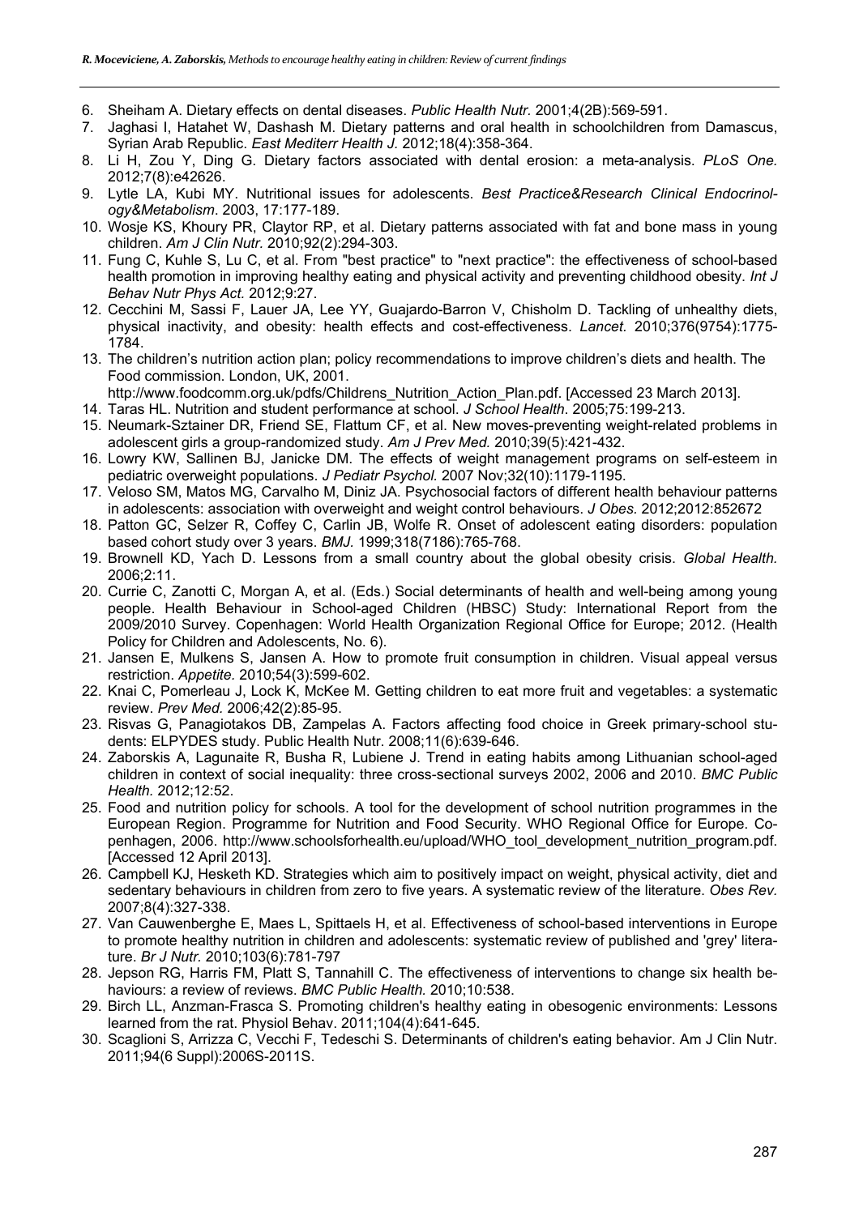6. Sheiham A. Dietary effects on dental diseases. *Public Health Nutr.* 2001;4(2B):569-591.
7. Jaghasi I, Hatahet W, Dashash M. Dietary patterns and oral health in schoolchildren from Damascus, Syrian Arab Republic. *East Mediterr Health J.* 2012;18(4):358-364.
8. Li H, Zou Y, Ding G. Dietary factors associated with dental erosion: a meta-analysis. *PLoS One.* 2012;7(8):e42626.
9. Lytle LA, Kubi MY. Nutritional issues for adolescents. *Best Practice&Research Clinical Endocrinology&Metabolism*. 2003, 17:177-189.
10. Wosje KS, Khoury PR, Claytor RP, et al. Dietary patterns associated with fat and bone mass in young children. *Am J Clin Nutr.* 2010;92(2):294-303.
11. Fung C, Kuhle S, Lu C, et al. From "best practice" to "next practice": the effectiveness of school-based health promotion in improving healthy eating and physical activity and preventing childhood obesity. *Int J Behav Nutr Phys Act.* 2012;9:27.
12. Cecchini M, Sassi F, Lauer JA, Lee YY, Guajardo-Barron V, Chisholm D. Tackling of unhealthy diets, physical inactivity, and obesity: health effects and cost-effectiveness. *Lancet.* 2010;376(9754):1775-1784.
13. The children's nutrition action plan; policy recommendations to improve children's diets and health. The Food commission. London, UK, 2001. http://www.foodcomm.org.uk/pdfs/Childrens_Nutrition_Action_Plan.pdf. [Accessed 23 March 2013].
14. Taras HL. Nutrition and student performance at school. *J School Health*. 2005;75:199-213.
15. Neumark-Sztainer DR, Friend SE, Flattum CF, et al. New moves-preventing weight-related problems in adolescent girls a group-randomized study. *Am J Prev Med.* 2010;39(5):421-432.
16. Lowry KW, Sallinen BJ, Janicke DM. The effects of weight management programs on self-esteem in pediatric overweight populations. *J Pediatr Psychol.* 2007 Nov;32(10):1179-1195.
17. Veloso SM, Matos MG, Carvalho M, Diniz JA. Psychosocial factors of different health behaviour patterns in adolescents: association with overweight and weight control behaviours. *J Obes.* 2012;2012:852672
18. Patton GC, Selzer R, Coffey C, Carlin JB, Wolfe R. Onset of adolescent eating disorders: population based cohort study over 3 years. *BMJ.* 1999;318(7186):765-768.
19. Brownell KD, Yach D. Lessons from a small country about the global obesity crisis. *Global Health.* 2006;2:11.
20. Currie C, Zanotti C, Morgan A, et al. (Eds.) Social determinants of health and well-being among young people. Health Behaviour in School-aged Children (HBSC) Study: International Report from the 2009/2010 Survey. Copenhagen: World Health Organization Regional Office for Europe; 2012. (Health Policy for Children and Adolescents, No. 6).
21. Jansen E, Mulkens S, Jansen A. How to promote fruit consumption in children. Visual appeal versus restriction. *Appetite.* 2010;54(3):599-602.
22. Knai C, Pomerleau J, Lock K, McKee M. Getting children to eat more fruit and vegetables: a systematic review. *Prev Med.* 2006;42(2):85-95.
23. Risvas G, Panagiotakos DB, Zampelas A. Factors affecting food choice in Greek primary-school students: ELPYDES study. Public Health Nutr. 2008;11(6):639-646.
24. Zaborskis A, Lagunaite R, Busha R, Lubiene J. Trend in eating habits among Lithuanian school-aged children in context of social inequality: three cross-sectional surveys 2002, 2006 and 2010. *BMC Public Health.* 2012;12:52.
25. Food and nutrition policy for schools. A tool for the development of school nutrition programmes in the European Region. Programme for Nutrition and Food Security. WHO Regional Office for Europe. Copenhagen, 2006. http://www.schoolsforhealth.eu/upload/WHO_tool_development_nutrition_program.pdf. [Accessed 12 April 2013].
26. Campbell KJ, Hesketh KD. Strategies which aim to positively impact on weight, physical activity, diet and sedentary behaviours in children from zero to five years. A systematic review of the literature. *Obes Rev.* 2007;8(4):327-338.
27. Van Cauwenberghe E, Maes L, Spittaels H, et al. Effectiveness of school-based interventions in Europe to promote healthy nutrition in children and adolescents: systematic review of published and 'grey' literature. *Br J Nutr.* 2010;103(6):781-797
28. Jepson RG, Harris FM, Platt S, Tannahill C. The effectiveness of interventions to change six health behaviours: a review of reviews. *BMC Public Health.* 2010;10:538.
29. Birch LL, Anzman-Frasca S. Promoting children's healthy eating in obesogenic environments: Lessons learned from the rat. Physiol Behav. 2011;104(4):641-645.
30. Scaglioni S, Arrizza C, Vecchi F, Tedeschi S. Determinants of children's eating behavior. Am J Clin Nutr. 2011;94(6 Suppl):2006S-2011S.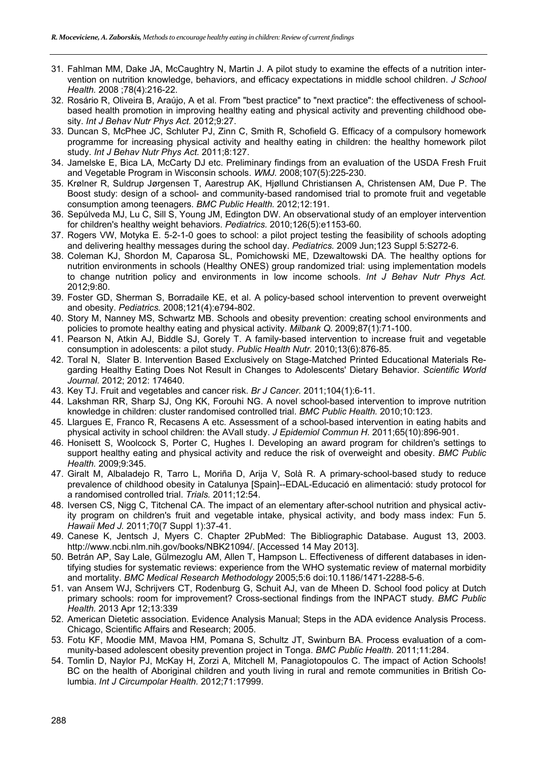31. Fahlman MM, Dake JA, McCaughtry N, Martin J. A pilot study to examine the effects of a nutrition intervention on nutrition knowledge, behaviors, and efficacy expectations in middle school children. *J School Health.* 2008 ;78(4):216-22.
32. Rosário R, Oliveira B, Araújo, A et al. From "best practice" to "next practice": the effectiveness of school-based health promotion in improving healthy eating and physical activity and preventing childhood obesity. *Int J Behav Nutr Phys Act.* 2012;9:27.
33. Duncan S, McPhee JC, Schluter PJ, Zinn C, Smith R, Schofield G. Efficacy of a compulsory homework programme for increasing physical activity and healthy eating in children: the healthy homework pilot study. *Int J Behav Nutr Phys Act.* 2011;8:127.
34. Jamelske E, Bica LA, McCarty DJ etc. Preliminary findings from an evaluation of the USDA Fresh Fruit and Vegetable Program in Wisconsin schools. *WMJ.* 2008;107(5):225-230.
35. Krølner R, Suldrup Jørgensen T, Aarestrup AK, Hjøllund Christiansen A, Christensen AM, Due P. The Boost study: design of a school- and community-based randomised trial to promote fruit and vegetable consumption among teenagers. *BMC Public Health.* 2012;12:191.
36. Sepúlveda MJ, Lu C, Sill S, Young JM, Edington DW. An observational study of an employer intervention for children's healthy weight behaviors. *Pediatrics.* 2010;126(5):e1153-60.
37. Rogers VW, Motyka E. 5-2-1-0 goes to school: a pilot project testing the feasibility of schools adopting and delivering healthy messages during the school day. *Pediatrics.* 2009 Jun;123 Suppl 5:S272-6.
38. Coleman KJ, Shordon M, Caparosa SL, Pomichowski ME, Dzewaltowski DA. The healthy options for nutrition environments in schools (Healthy ONES) group randomized trial: using implementation models to change nutrition policy and environments in low income schools. *Int J Behav Nutr Phys Act.* 2012;9:80.
39. Foster GD, Sherman S, Borradaile KE, et al. A policy-based school intervention to prevent overweight and obesity. *Pediatrics.* 2008;121(4):e794-802.
40. Story M, Nanney MS, Schwartz MB. Schools and obesity prevention: creating school environments and policies to promote healthy eating and physical activity. *Milbank Q.* 2009;87(1):71-100.
41. Pearson N, Atkin AJ, Biddle SJ, Gorely T. A family-based intervention to increase fruit and vegetable consumption in adolescents: a pilot study. *Public Health Nutr.* 2010;13(6):876-85.
42. Toral N, Slater B. Intervention Based Exclusively on Stage-Matched Printed Educational Materials Regarding Healthy Eating Does Not Result in Changes to Adolescents' Dietary Behavior. *Scientific World Journal.* 2012; 2012: 174640.
43. Key TJ. Fruit and vegetables and cancer risk. *Br J Cancer.* 2011;104(1):6-11.
44. Lakshman RR, Sharp SJ, Ong KK, Forouhi NG. A novel school-based intervention to improve nutrition knowledge in children: cluster randomised controlled trial. *BMC Public Health.* 2010;10:123.
45. Llargues E, Franco R, Recasens A etc. Assessment of a school-based intervention in eating habits and physical activity in school children: the AVall study. *J Epidemiol Commun H.* 2011;65(10):896-901.
46. Honisett S, Woolcock S, Porter C, Hughes I. Developing an award program for children's settings to support healthy eating and physical activity and reduce the risk of overweight and obesity. *BMC Public Health.* 2009;9:345.
47. Giralt M, Albaladejo R, Tarro L, Moriña D, Arija V, Solà R. A primary-school-based study to reduce prevalence of childhood obesity in Catalunya [Spain]--EDAL-Educació en alimentació: study protocol for a randomised controlled trial. *Trials.* 2011;12:54.
48. Iversen CS, Nigg C, Titchenal CA. The impact of an elementary after-school nutrition and physical activity program on children's fruit and vegetable intake, physical activity, and body mass index: Fun 5. *Hawaii Med J.* 2011;70(7 Suppl 1):37-41.
49. Canese K, Jentsch J, Myers C. Chapter 2PubMed: The Bibliographic Database. August 13, 2003. http://www.ncbi.nlm.nih.gov/books/NBK21094/. [Accessed 14 May 2013].
50. Betrán AP, Say Lale, Gülmezoglu AM, Allen T, Hampson L. Effectiveness of different databases in identifying studies for systematic reviews: experience from the WHO systematic review of maternal morbidity and mortality. *BMC Medical Research Methodology* 2005;5:6 doi:10.1186/1471-2288-5-6.
51. van Ansem WJ, Schrijvers CT, Rodenburg G, Schuit AJ, van de Mheen D. School food policy at Dutch primary schools: room for improvement? Cross-sectional findings from the INPACT study. *BMC Public Health.* 2013 Apr 12;13:339
52. American Dietetic association. Evidence Analysis Manual; Steps in the ADA evidence Analysis Process. Chicago, Scientific Affairs and Research; 2005.
53. Fotu KF, Moodie MM, Mavoa HM, Pomana S, Schultz JT, Swinburn BA. Process evaluation of a community-based adolescent obesity prevention project in Tonga. *BMC Public Health.* 2011;11:284.
54. Tomlin D, Naylor PJ, McKay H, Zorzi A, Mitchell M, Panagiotopoulos C. The impact of Action Schools! BC on the health of Aboriginal children and youth living in rural and remote communities in British Columbia. *Int J Circumpolar Health.* 2012;71:17999.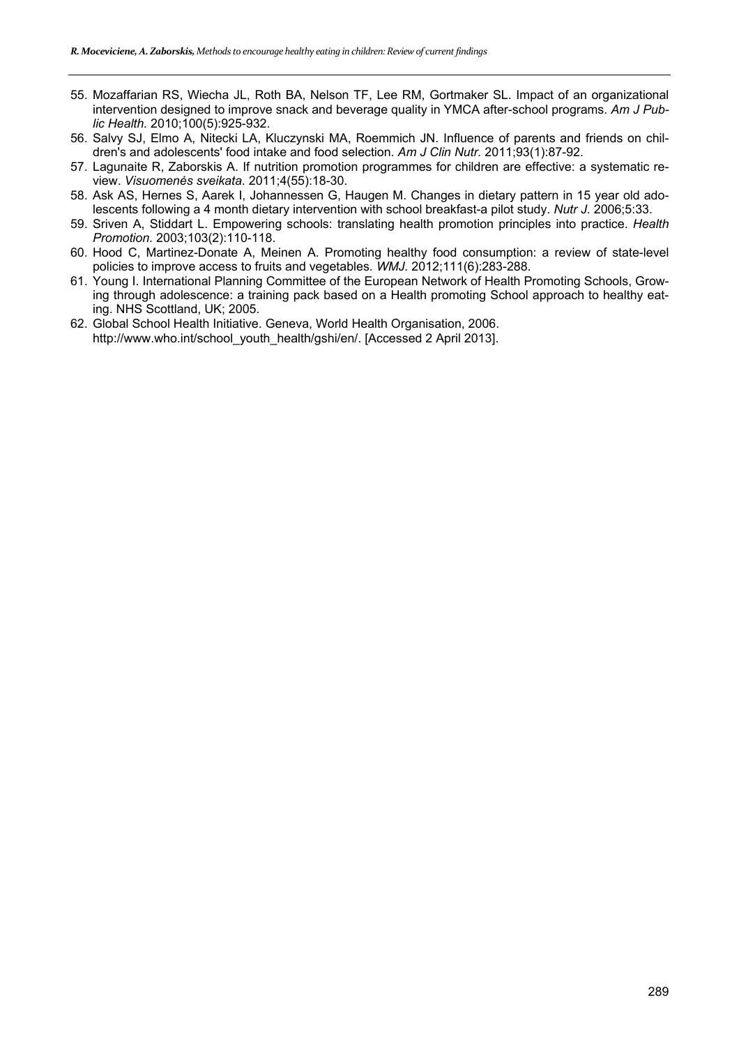55. Mozaffarian RS, Wiecha JL, Roth BA, Nelson TF, Lee RM, Gortmaker SL. Impact of an organizational intervention designed to improve snack and beverage quality in YMCA after-school programs. *Am J Public Health.* 2010;100(5):925-932.
56. Salvy SJ, Elmo A, Nitecki LA, Kluczynski MA, Roemmich JN. Influence of parents and friends on children's and adolescents' food intake and food selection. *Am J Clin Nutr.* 2011;93(1):87-92.
57. Lagunaite R, Zaborskis A. If nutrition promotion programmes for children are effective: a systematic review. *Visuomenės sveikata.* 2011;4(55):18-30.
58. Ask AS, Hernes S, Aarek I, Johannessen G, Haugen M. Changes in dietary pattern in 15 year old adolescents following a 4 month dietary intervention with school breakfast-a pilot study. *Nutr J.* 2006;5:33.
59. Sriven A, Stiddart L. Empowering schools: translating health promotion principles into practice. *Health Promotion.* 2003;103(2):110-118.
60. Hood C, Martinez-Donate A, Meinen A. Promoting healthy food consumption: a review of state-level policies to improve access to fruits and vegetables. *WMJ.* 2012;111(6):283-288.
61. Young I. International Planning Committee of the European Network of Health Promoting Schools, Growing through adolescence: a training pack based on a Health promoting School approach to healthy eating. NHS Scottland, UK; 2005.
62. Global School Health Initiative. Geneva, World Health Organisation, 2006. http://www.who.int/school_youth_health/gshi/en/. [Accessed 2 April 2013].